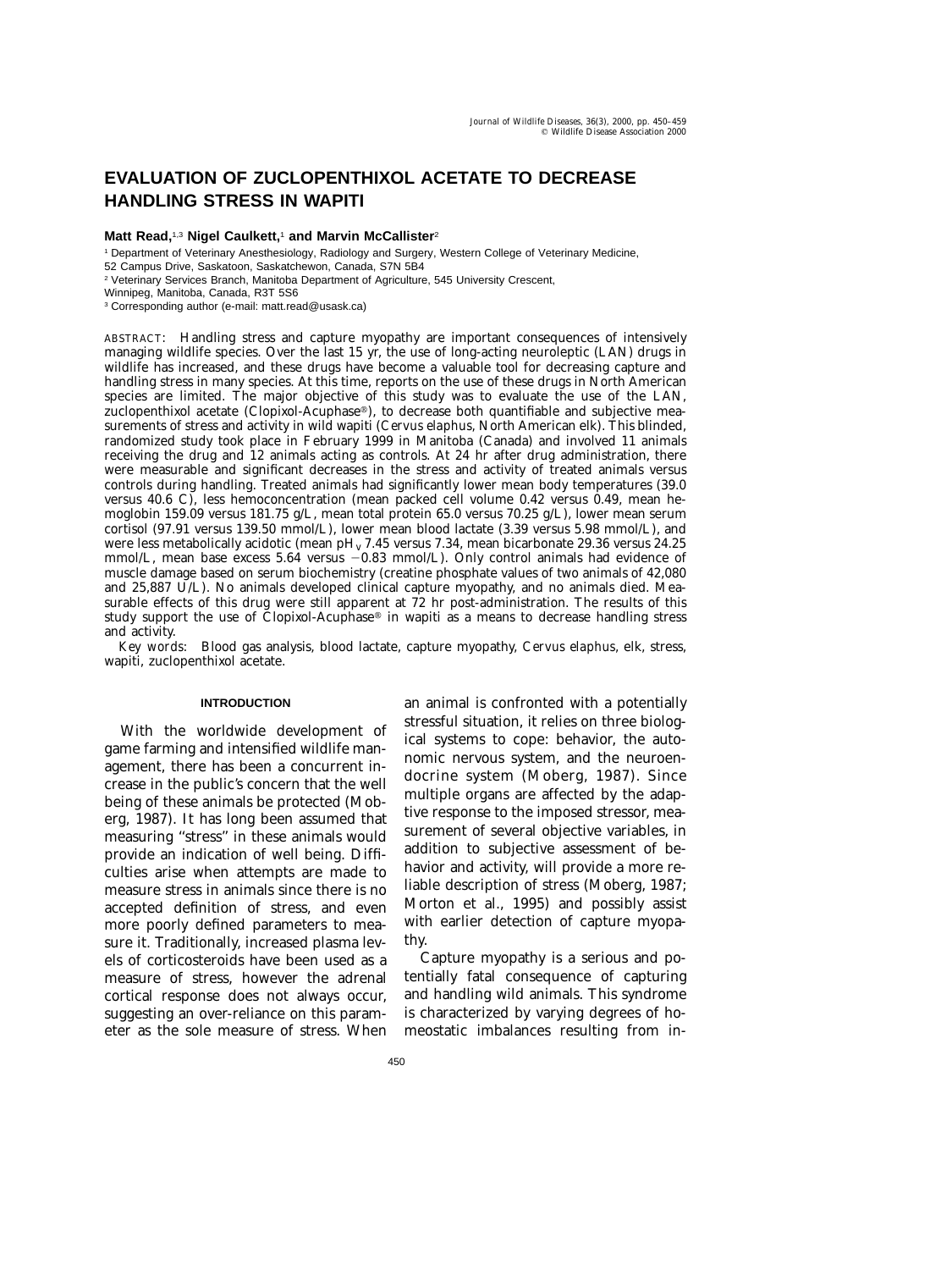# EVALUATION OF ZUCLOPENTHIXOL ACETATE TO DECREASE HANDLING STRESS IN WAPITI

**Matt Read,**[1,3] **Nigel Caulkett,**[1] **and Marvin McCallister**[2]

[1] Department of Veterinary Anesthesiology, Radiology and Surgery, Western College of Veterinary Medicine, 52 Campus Drive, Saskatoon, Saskatchewon, Canada, S7N 5B4

[2] Veterinary Services Branch, Manitoba Department of Agriculture, 545 University Crescent, Winnipeg, Manitoba, Canada, R3T 5S6

[3] Corresponding author (e-mail: matt.read@usask.ca)

ABSTRACT: Handling stress and capture myopathy are important consequences of intensively managing wildlife species. Over the last 15 yr, the use of long-acting neuroleptic (LAN) drugs in wildlife has increased, and these drugs have become a valuable tool for decreasing capture and handling stress in many species. At this time, reports on the use of these drugs in North American species are limited. The major objective of this study was to evaluate the use of the LAN, zuclopenthixol acetate (Clopixol-Acuphase®), to decrease both quantifiable and subjective measurements of stress and activity in wild wapiti (*Cervus elaphus*, North American elk). This blinded, randomized study took place in February 1999 in Manitoba (Canada) and involved 11 animals receiving the drug and 12 animals acting as controls. At 24 hr after drug administration, there were measurable and significant decreases in the stress and activity of treated animals versus controls during handling. Treated animals had significantly lower mean body temperatures (39.0 versus 40.6 C), less hemoconcentration (mean packed cell volume 0.42 versus 0.49, mean hemoglobin 159.09 versus 181.75 g/L, mean total protein 65.0 versus 70.25 g/L), lower mean serum cortisol (97.91 versus 139.50 mmol/L), lower mean blood lactate (3.39 versus 5.98 mmol/L), and were less metabolically acidotic (mean $pH_v$ 7.45 versus 7.34, mean bicarbonate 29.36 versus 24.25 mmol/L, mean base excess 5.64 versus −0.83 mmol/L). Only control animals had evidence of muscle damage based on serum biochemistry (creatine phosphate values of two animals of 42,080 and 25,887 U/L). No animals developed clinical capture myopathy, and no animals died. Measurable effects of this drug were still apparent at 72 hr post-administration. The results of this study support the use of Clopixol-Acuphase® in wapiti as a means to decrease handling stress and activity.

*Key words:* Blood gas analysis, blood lactate, capture myopathy, *Cervus elaphus*, elk, stress, wapiti, zuclopenthixol acetate.

## INTRODUCTION

With the worldwide development of game farming and intensified wildlife management, there has been a concurrent increase in the public's concern that the well being of these animals be protected (Moberg, 1987). It has long been assumed that measuring "stress" in these animals would provide an indication of well being. Difficulties arise when attempts are made to measure stress in animals since there is no accepted definition of stress, and even more poorly defined parameters to measure it. Traditionally, increased plasma levels of corticosteroids have been used as a measure of stress, however the adrenal cortical response does not always occur, suggesting an over-reliance on this parameter as the sole measure of stress. When an animal is confronted with a potentially stressful situation, it relies on three biological systems to cope: behavior, the autonomic nervous system, and the neuroendocrine system (Moberg, 1987). Since multiple organs are affected by the adaptive response to the imposed stressor, measurement of several objective variables, in addition to subjective assessment of behavior and activity, will provide a more reliable description of stress (Moberg, 1987; Morton et al., 1995) and possibly assist with earlier detection of capture myopathy.

Capture myopathy is a serious and potentially fatal consequence of capturing and handling wild animals. This syndrome is characterized by varying degrees of homeostatic imbalances resulting from in-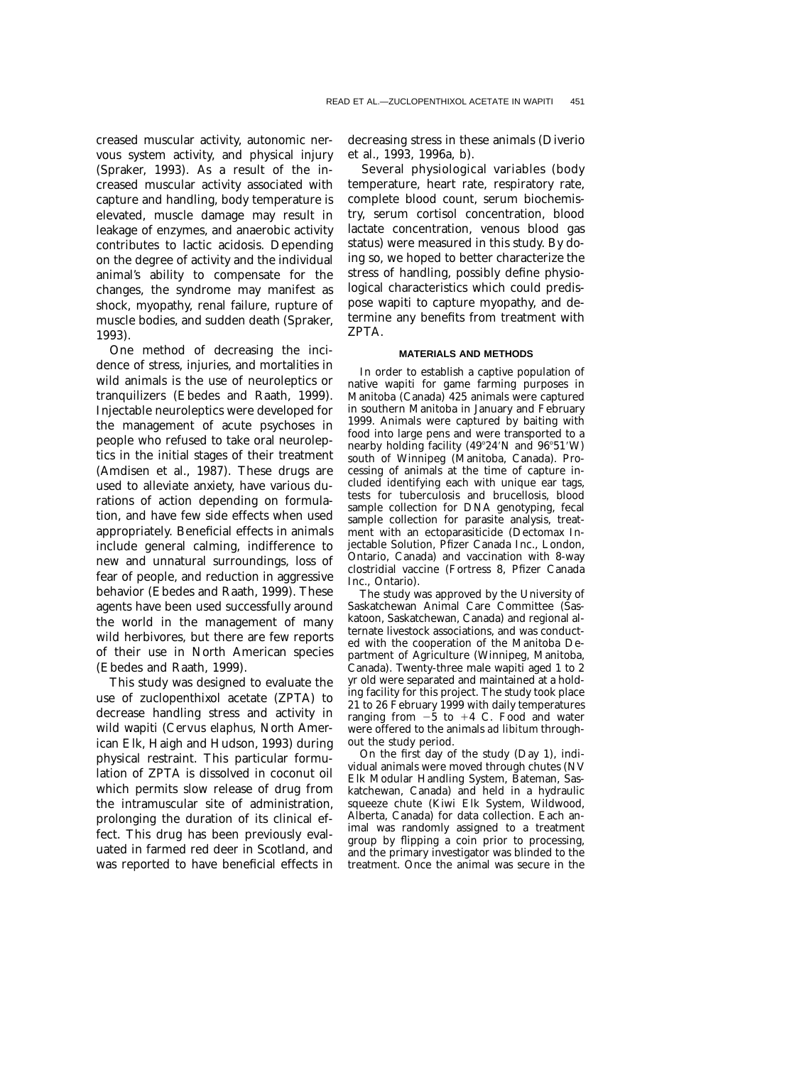creased muscular activity, autonomic nervous system activity, and physical injury (Spraker, 1993). As a result of the increased muscular activity associated with capture and handling, body temperature is elevated, muscle damage may result in leakage of enzymes, and anaerobic activity contributes to lactic acidosis. Depending on the degree of activity and the individual animal's ability to compensate for the changes, the syndrome may manifest as shock, myopathy, renal failure, rupture of muscle bodies, and sudden death (Spraker, 1993).

One method of decreasing the incidence of stress, injuries, and mortalities in wild animals is the use of neuroleptics or tranquilizers (Ebedes and Raath, 1999). Injectable neuroleptics were developed for the management of acute psychoses in people who refused to take oral neuroleptics in the initial stages of their treatment (Amdisen et al., 1987). These drugs are used to alleviate anxiety, have various durations of action depending on formulation, and have few side effects when used appropriately. Beneficial effects in animals include general calming, indifference to new and unnatural surroundings, loss of fear of people, and reduction in aggressive behavior (Ebedes and Raath, 1999). These agents have been used successfully around the world in the management of many wild herbivores, but there are few reports of their use in North American species (Ebedes and Raath, 1999).

This study was designed to evaluate the use of zuclopenthixol acetate (ZPTA) to decrease handling stress and activity in wild wapiti (*Cervus elaphus*, North American Elk, Haigh and Hudson, 1993) during physical restraint. This particular formulation of ZPTA is dissolved in coconut oil which permits slow release of drug from the intramuscular site of administration, prolonging the duration of its clinical effect. This drug has been previously evaluated in farmed red deer in Scotland, and was reported to have beneficial effects in decreasing stress in these animals (Diverio et al., 1993, 1996a, b).

Several physiological variables (body temperature, heart rate, respiratory rate, complete blood count, serum biochemistry, serum cortisol concentration, blood lactate concentration, venous blood gas status) were measured in this study. By doing so, we hoped to better characterize the stress of handling, possibly define physiological characteristics which could predispose wapiti to capture myopathy, and determine any benefits from treatment with ZPTA.

## MATERIALS AND METHODS

In order to establish a captive population of native wapiti for game farming purposes in Manitoba (Canada) 425 animals were captured in southern Manitoba in January and February 1999. Animals were captured by baiting with food into large pens and were transported to a nearby holding facility (49°24′N and 96°51′W) south of Winnipeg (Manitoba, Canada). Processing of animals at the time of capture included identifying each with unique ear tags, tests for tuberculosis and brucellosis, blood sample collection for DNA genotyping, fecal sample collection for parasite analysis, treatment with an ectoparasiticide (Dectomax Injectable Solution, Pfizer Canada Inc., London, Ontario, Canada) and vaccination with 8-way clostridial vaccine (Fortress 8, Pfizer Canada Inc., Ontario).

The study was approved by the University of Saskatchewan Animal Care Committee (Saskatoon, Saskatchewan, Canada) and regional alternate livestock associations, and was conducted with the cooperation of the Manitoba Department of Agriculture (Winnipeg, Manitoba, Canada). Twenty-three male wapiti aged 1 to 2 yr old were separated and maintained at a holding facility for this project. The study took place 21 to 26 February 1999 with daily temperatures ranging from −5 to +4 C. Food and water were offered to the animals ad libitum throughout the study period.

On the first day of the study (Day 1), individual animals were moved through chutes (NV Elk Modular Handling System, Bateman, Saskatchewan, Canada) and held in a hydraulic squeeze chute (Kiwi Elk System, Wildwood, Alberta, Canada) for data collection. Each animal was randomly assigned to a treatment group by flipping a coin prior to processing, and the primary investigator was blinded to the treatment. Once the animal was secure in the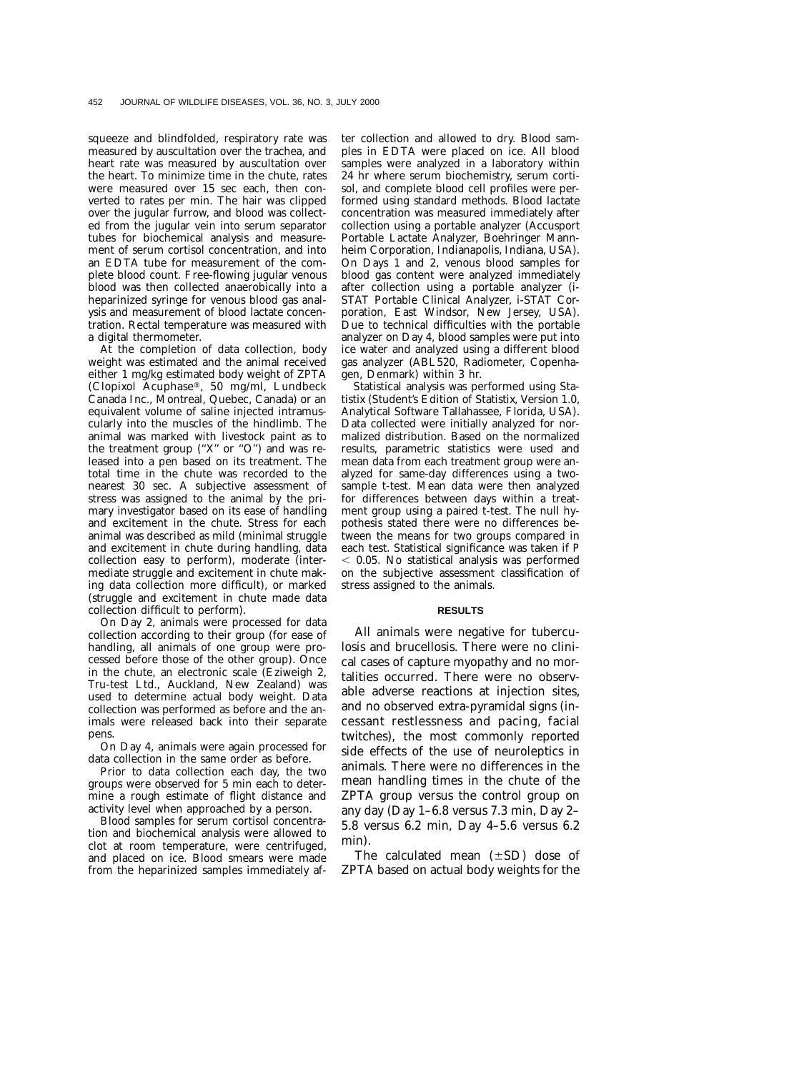squeeze and blindfolded, respiratory rate was measured by auscultation over the trachea, and heart rate was measured by auscultation over the heart. To minimize time in the chute, rates were measured over 15 sec each, then converted to rates per min. The hair was clipped over the jugular furrow, and blood was collected from the jugular vein into serum separator tubes for biochemical analysis and measurement of serum cortisol concentration, and into an EDTA tube for measurement of the complete blood count. Free-flowing jugular venous blood was then collected anaerobically into a heparinized syringe for venous blood gas analysis and measurement of blood lactate concentration. Rectal temperature was measured with a digital thermometer.

At the completion of data collection, body weight was estimated and the animal received either 1 mg/kg estimated body weight of ZPTA (Clopixol Acuphase®, 50 mg/ml, Lundbeck Canada Inc., Montreal, Quebec, Canada) or an equivalent volume of saline injected intramuscularly into the muscles of the hindlimb. The animal was marked with livestock paint as to the treatment group ("X" or "O") and was released into a pen based on its treatment. The total time in the chute was recorded to the nearest 30 sec. A subjective assessment of stress was assigned to the animal by the primary investigator based on its ease of handling and excitement in the chute. Stress for each animal was described as mild (minimal struggle and excitement in chute during handling, data collection easy to perform), moderate (intermediate struggle and excitement in chute making data collection more difficult), or marked (struggle and excitement in chute made data collection difficult to perform).

On Day 2, animals were processed for data collection according to their group (for ease of handling, all animals of one group were processed before those of the other group). Once in the chute, an electronic scale (Eziweigh 2, Tru-test Ltd., Auckland, New Zealand) was used to determine actual body weight. Data collection was performed as before and the animals were released back into their separate pens.

On Day 4, animals were again processed for data collection in the same order as before.

Prior to data collection each day, the two groups were observed for 5 min each to determine a rough estimate of flight distance and activity level when approached by a person.

Blood samples for serum cortisol concentration and biochemical analysis were allowed to clot at room temperature, were centrifuged, and placed on ice. Blood smears were made from the heparinized samples immediately after collection and allowed to dry. Blood samples in EDTA were placed on ice. All blood samples were analyzed in a laboratory within 24 hr where serum biochemistry, serum cortisol, and complete blood cell profiles were performed using standard methods. Blood lactate concentration was measured immediately after collection using a portable analyzer (Accusport Portable Lactate Analyzer, Boehringer Mannheim Corporation, Indianapolis, Indiana, USA). On Days 1 and 2, venous blood samples for blood gas content were analyzed immediately after collection using a portable analyzer (i-STAT Portable Clinical Analyzer, i-STAT Corporation, East Windsor, New Jersey, USA). Due to technical difficulties with the portable analyzer on Day 4, blood samples were put into ice water and analyzed using a different blood gas analyzer (ABL520, Radiometer, Copenhagen, Denmark) within 3 hr.

Statistical analysis was performed using Statistix (Student's Edition of Statistix, Version 1.0, Analytical Software Tallahassee, Florida, USA). Data collected were initially analyzed for normalized distribution. Based on the normalized results, parametric statistics were used and mean data from each treatment group were analyzed for same-day differences using a two-sample t-test. Mean data were then analyzed for differences between days within a treatment group using a paired t-test. The null hypothesis stated there were no differences between the means for two groups compared in each test. Statistical significance was taken if $P < 0.05$. No statistical analysis was performed on the subjective assessment classification of stress assigned to the animals.

## RESULTS

All animals were negative for tuberculosis and brucellosis. There were no clinical cases of capture myopathy and no mortalities occurred. There were no observable adverse reactions at injection sites, and no observed extra-pyramidal signs (incessant restlessness and pacing, facial twitches), the most commonly reported side effects of the use of neuroleptics in animals. There were no differences in the mean handling times in the chute of the ZPTA group versus the control group on any day (Day 1–6.8 versus 7.3 min, Day 2–5.8 versus 6.2 min, Day 4–5.6 versus 6.2 min).

The calculated mean (±SD) dose of ZPTA based on actual body weights for the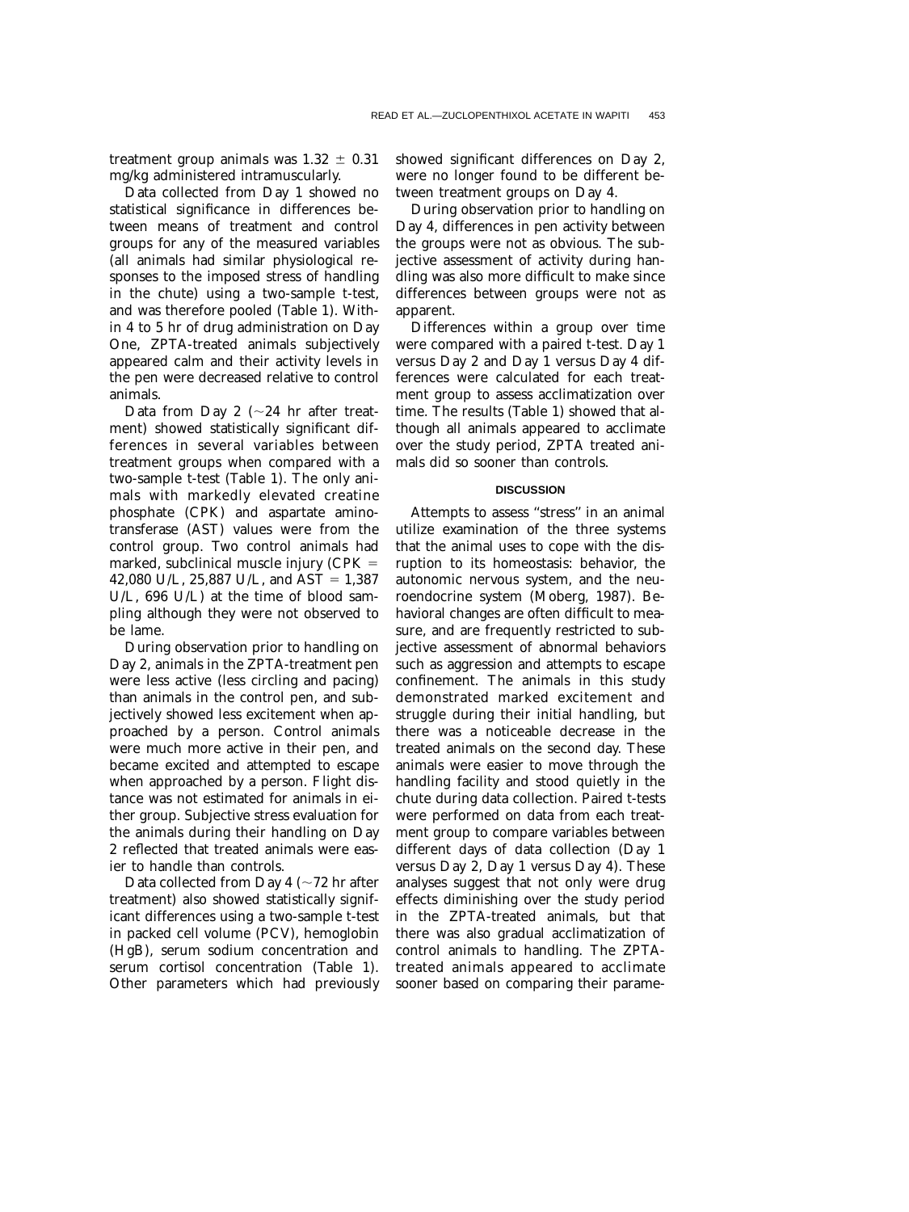treatment group animals was 1.32 ± 0.31 mg/kg administered intramuscularly.

Data collected from Day 1 showed no statistical significance in differences between means of treatment and control groups for any of the measured variables (all animals had similar physiological responses to the imposed stress of handling in the chute) using a two-sample t-test, and was therefore pooled (Table 1). Within 4 to 5 hr of drug administration on Day One, ZPTA-treated animals subjectively appeared calm and their activity levels in the pen were decreased relative to control animals.

Data from Day 2 (~24 hr after treatment) showed statistically significant differences in several variables between treatment groups when compared with a two-sample t-test (Table 1). The only animals with markedly elevated creatine phosphate (CPK) and aspartate aminotransferase (AST) values were from the control group. Two control animals had marked, subclinical muscle injury (CPK = 42,080 U/L, 25,887 U/L, and AST = 1,387 U/L, 696 U/L) at the time of blood sampling although they were not observed to be lame.

During observation prior to handling on Day 2, animals in the ZPTA-treatment pen were less active (less circling and pacing) than animals in the control pen, and subjectively showed less excitement when approached by a person. Control animals were much more active in their pen, and became excited and attempted to escape when approached by a person. Flight distance was not estimated for animals in either group. Subjective stress evaluation for the animals during their handling on Day 2 reflected that treated animals were easier to handle than controls.

Data collected from Day 4 (~72 hr after treatment) also showed statistically significant differences using a two-sample t-test in packed cell volume (PCV), hemoglobin (HgB), serum sodium concentration and serum cortisol concentration (Table 1). Other parameters which had previously showed significant differences on Day 2, were no longer found to be different between treatment groups on Day 4.

During observation prior to handling on Day 4, differences in pen activity between the groups were not as obvious. The subjective assessment of activity during handling was also more difficult to make since differences between groups were not as apparent.

Differences within a group over time were compared with a paired t-test. Day 1 versus Day 2 and Day 1 versus Day 4 differences were calculated for each treatment group to assess acclimatization over time. The results (Table 1) showed that although all animals appeared to acclimate over the study period, ZPTA treated animals did so sooner than controls.

## DISCUSSION

Attempts to assess "stress" in an animal utilize examination of the three systems that the animal uses to cope with the disruption to its homeostasis: behavior, the autonomic nervous system, and the neuroendocrine system (Moberg, 1987). Behavioral changes are often difficult to measure, and are frequently restricted to subjective assessment of abnormal behaviors such as aggression and attempts to escape confinement. The animals in this study demonstrated marked excitement and struggle during their initial handling, but there was a noticeable decrease in the treated animals on the second day. These animals were easier to move through the handling facility and stood quietly in the chute during data collection. Paired t-tests were performed on data from each treatment group to compare variables between different days of data collection (Day 1 versus Day 2, Day 1 versus Day 4). These analyses suggest that not only were drug effects diminishing over the study period in the ZPTA-treated animals, but that there was also gradual acclimatization of control animals to handling. The ZPTA-treated animals appeared to acclimate sooner based on comparing their parame-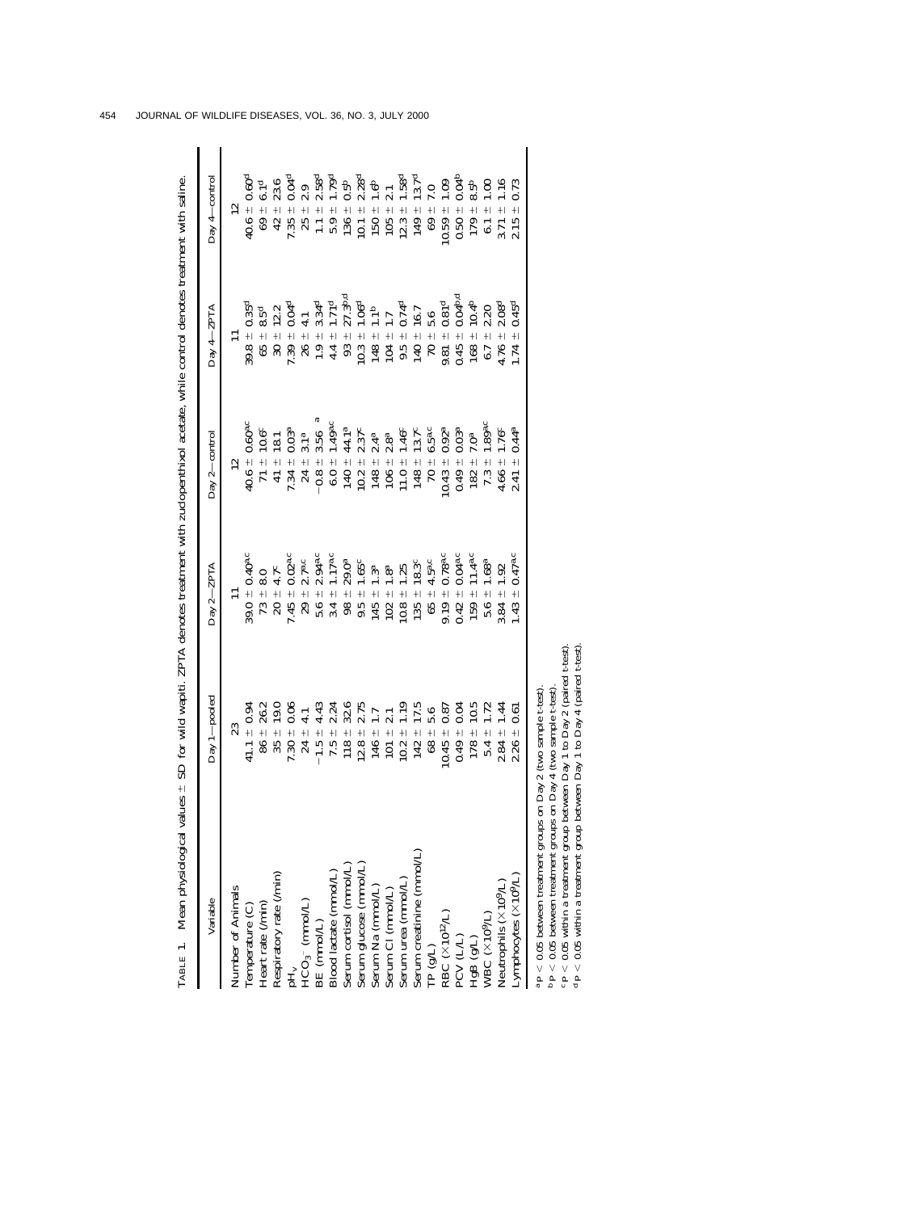TABLE 1. Mean physiological values ± SD for wild wapiti. ZPTA denotes treatment with zuclopenthixol acetate, while control denotes treatment with saline.

| Variable | Day 1—pooled | Day 2—ZPTA | Day 2—control | Day 4—ZPTA | Day 4—control |
|---|---|---|---|---|---|
| Number of Animals | 23 | 11 | 12 | 11 | 12 |
| Temperature (C) | 41.1 ± 0.94 | 39.0 ± 0.40[a,c] | 40.6 ± 0.60[a,c] | 39.8 ± 0.35[d] | 40.6 ± 0.60[d] |
| Heart rate (/min) | 86 ± 26.2 | 73 ± 8.0 | 71 ± 10.6[c] | 65 ± 8.5[d] | 69 ± 6.1[d] |
| Respiratory rate (/min) | 35 ± 19.0 | 20 ± 4.7[c] | 41 ± 18.1 | 30 ± 12.2 | 42 ± 23.6 |
| $pH_v$ | 7.30 ± 0.06 | 7.45 ± 0.02[a,c] | 7.34 ± 0.03[a] | 7.39 ± 0.04[d] | 7.35 ± 0.04[d] |
| $HCO_3^-$ (mmol/L) | 24 ± 4.1 | 29 ± 2.7[a,c] | 24 ± 3.1[a] | 26 ± 4.1 | 25 ± 2.9 |
| BE (mmol/L) | −1.5 ± 4.43 | 5.6 ± 2.94[a,c] | −0.8 ± 3.56 [a] | 1.9 ± 3.34[d] | 1.1 ± 2.58[d] |
| Blood lactate (mmol/L) | 7.5 ± 2.24 | 3.4 ± 1.17[a,c] | 6.0 ± 1.49[a,c] | 4.4 ± 1.71[d] | 5.9 ± 1.79[d] |
| Serum cortisol (nmol/L) | 118 ± 32.6 | 98 ± 29.0[a] | 140 ± 44.1[a] | 93 ± 27.3[b,d] | 136 ± 0.5[b] |
| Serum glucose (mmol/L) | 12.8 ± 2.75 | 9.5 ± 1.65[c] | 10.2 ± 2.37[c] | 10.3 ± 1.06[d] | 10.1 ± 2.28[d] |
| Serum Na (mmol/L) | 146 ± 1.7 | 145 ± 1.3[a] | 148 ± 2.4[a] | 148 ± 1.1[b] | 150 ± 1.6[b] |
| Serum Cl (mmol/L) | 101 ± 2.1 | 102 ± 1.8[a] | 106 ± 2.8[a] | 104 ± 1.7 | 105 ± 2.1 |
| Serum urea (mmol/L) | 10.2 ± 1.19 | 10.8 ± 1.25 | 11.0 ± 1.46[c] | 9.5 ± 0.74[d] | 12.3 ± 1.58[d] |
| Serum creatinine (mmol/L) | 142 ± 17.5 | 135 ± 18.3[c] | 148 ± 13.7[c] | 140 ± 16.7 | 149 ± 13.7[d] |
| TP (g/L) | 68 ± 5.6 | 65 ± 4.5[a,c] | 70 ± 6.5[a,c] | 70 ± 5.6 | 69 ± 7.0 |
| RBC ($\times 10^{12}$/L) | 10.45 ± 0.87 | 9.19 ± 0.78[a,c] | 10.43 ± 0.92[a] | 9.81 ± 0.81[d] | 10.59 ± 1.09 |
| PCV (L/L) | 0.49 ± 0.04 | 0.42 ± 0.04[a,c] | 0.49 ± 0.03[a] | 0.45 ± 0.04[b,d] | 0.50 ± 0.04[b] |
| HgB (g/L) | 178 ± 10.5 | 159 ± 11.4[a,c] | 182 ± 7.0[a] | 168 ± 10.4[b] | 179 ± 8.5[b] |
| WBC ($\times 10^9$/L) | 5.4 ± 1.72 | 5.6 ± 1.68[a] | 7.3 ± 1.89[a,c] | 6.7 ± 2.20 | 6.1 ± 1.00 |
| Neutrophils ($\times 10^9$/L) | 2.84 ± 1.44 | 3.84 ± 1.92 | 4.66 ± 1.76[c] | 4.76 ± 2.08[d] | 3.71 ± 1.16 |
| Lymphocytes ($\times 10^9$/L) | 2.26 ± 0.61 | 1.43 ± 0.47[a,c] | 2.41 ± 0.44[a] | 1.74 ± 0.45[d] | 2.15 ± 0.73 |

[a] $P < 0.05$ between treatment groups on Day 2 (two sample t-test).
[b] $P < 0.05$ between treatment groups on Day 4 (two sample t-test).
[c] $P < 0.05$ within a treatment group between Day 1 to Day 2 (paired t-test).
[d] $P < 0.05$ within a treatment group between Day 1 to Day 4 (paired t-test).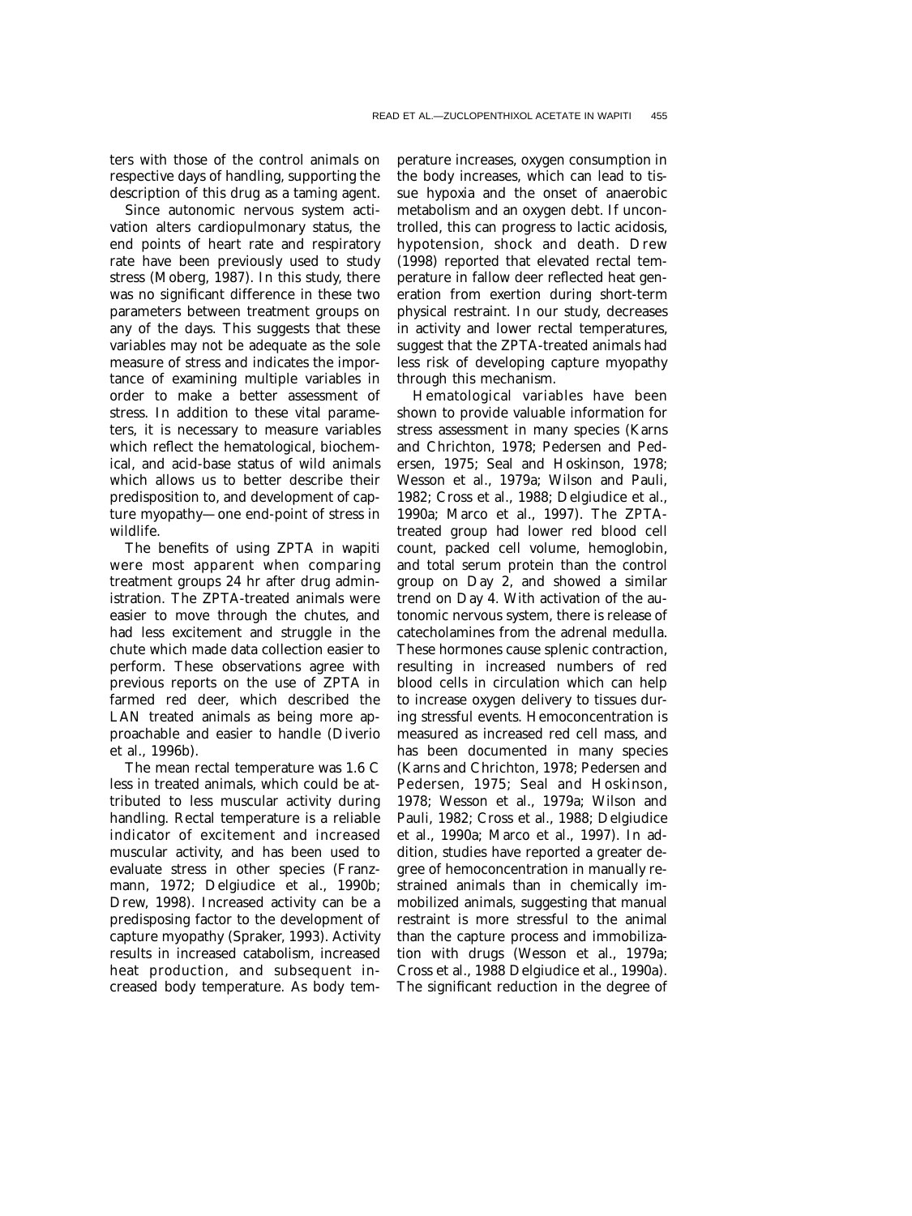ters with those of the control animals on respective days of handling, supporting the description of this drug as a taming agent.

Since autonomic nervous system activation alters cardiopulmonary status, the end points of heart rate and respiratory rate have been previously used to study stress (Moberg, 1987). In this study, there was no significant difference in these two parameters between treatment groups on any of the days. This suggests that these variables may not be adequate as the sole measure of stress and indicates the importance of examining multiple variables in order to make a better assessment of stress. In addition to these vital parameters, it is necessary to measure variables which reflect the hematological, biochemical, and acid-base status of wild animals which allows us to better describe their predisposition to, and development of capture myopathy—one end-point of stress in wildlife.

The benefits of using ZPTA in wapiti were most apparent when comparing treatment groups 24 hr after drug administration. The ZPTA-treated animals were easier to move through the chutes, and had less excitement and struggle in the chute which made data collection easier to perform. These observations agree with previous reports on the use of ZPTA in farmed red deer, which described the LAN treated animals as being more approachable and easier to handle (Diverio et al., 1996b).

The mean rectal temperature was 1.6 C less in treated animals, which could be attributed to less muscular activity during handling. Rectal temperature is a reliable indicator of excitement and increased muscular activity, and has been used to evaluate stress in other species (Franzmann, 1972; Delgiudice et al., 1990b; Drew, 1998). Increased activity can be a predisposing factor to the development of capture myopathy (Spraker, 1993). Activity results in increased catabolism, increased heat production, and subsequent increased body temperature. As body temperature increases, oxygen consumption in the body increases, which can lead to tissue hypoxia and the onset of anaerobic metabolism and an oxygen debt. If uncontrolled, this can progress to lactic acidosis, hypotension, shock and death. Drew (1998) reported that elevated rectal temperature in fallow deer reflected heat generation from exertion during short-term physical restraint. In our study, decreases in activity and lower rectal temperatures, suggest that the ZPTA-treated animals had less risk of developing capture myopathy through this mechanism.

Hematological variables have been shown to provide valuable information for stress assessment in many species (Karns and Chrichton, 1978; Pedersen and Pedersen, 1975; Seal and Hoskinson, 1978; Wesson et al., 1979a; Wilson and Pauli, 1982; Cross et al., 1988; Delgiudice et al., 1990a; Marco et al., 1997). The ZPTA-treated group had lower red blood cell count, packed cell volume, hemoglobin, and total serum protein than the control group on Day 2, and showed a similar trend on Day 4. With activation of the autonomic nervous system, there is release of catecholamines from the adrenal medulla. These hormones cause splenic contraction, resulting in increased numbers of red blood cells in circulation which can help to increase oxygen delivery to tissues during stressful events. Hemoconcentration is measured as increased red cell mass, and has been documented in many species (Karns and Chrichton, 1978; Pedersen and Pedersen, 1975; Seal and Hoskinson, 1978; Wesson et al., 1979a; Wilson and Pauli, 1982; Cross et al., 1988; Delgiudice et al., 1990a; Marco et al., 1997). In addition, studies have reported a greater degree of hemoconcentration in manually restrained animals than in chemically immobilized animals, suggesting that manual restraint is more stressful to the animal than the capture process and immobilization with drugs (Wesson et al., 1979a; Cross et al., 1988 Delgiudice et al., 1990a). The significant reduction in the degree of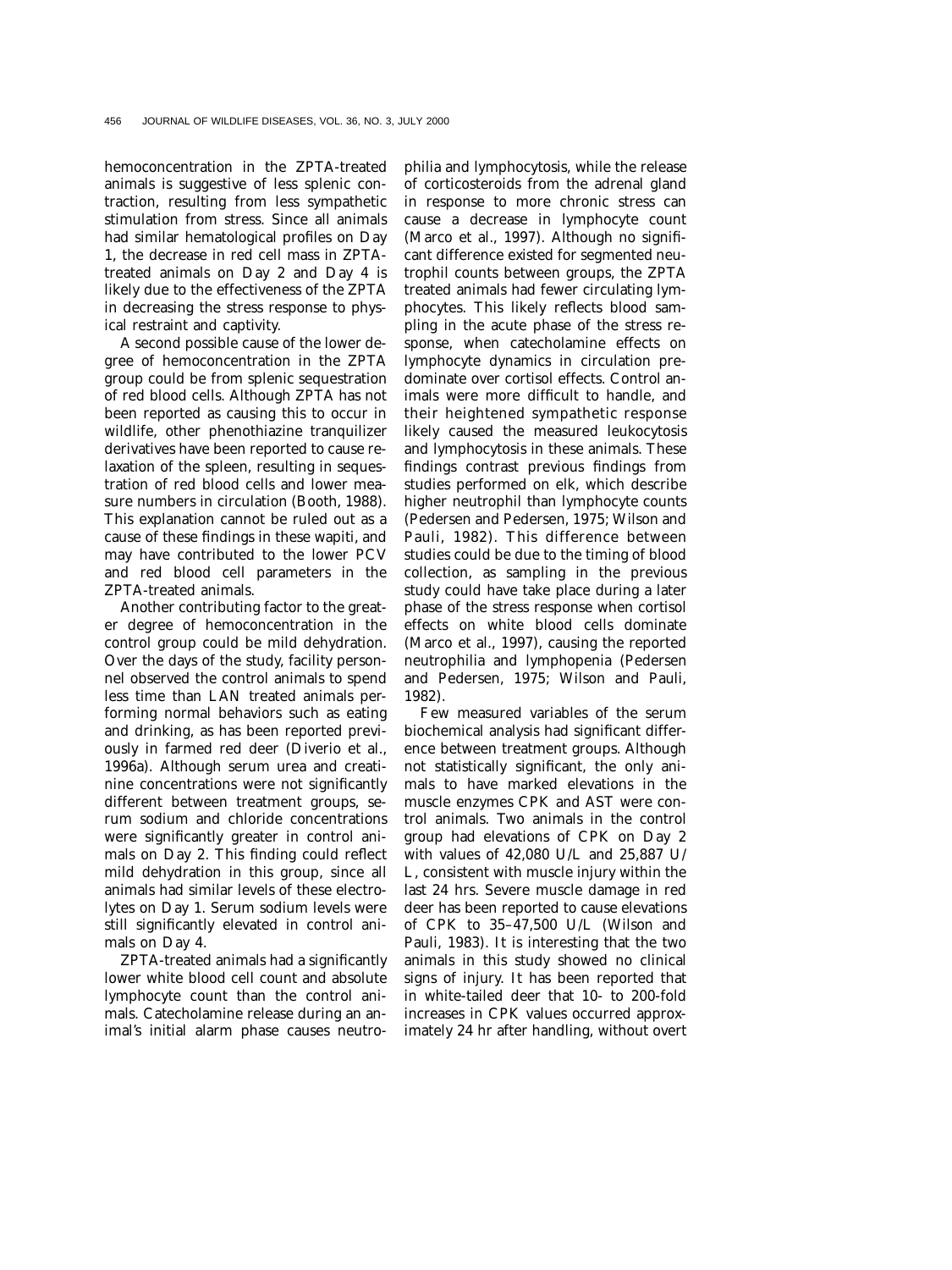hemoconcentration in the ZPTA-treated animals is suggestive of less splenic contraction, resulting from less sympathetic stimulation from stress. Since all animals had similar hematological profiles on Day 1, the decrease in red cell mass in ZPTA-treated animals on Day 2 and Day 4 is likely due to the effectiveness of the ZPTA in decreasing the stress response to physical restraint and captivity.

A second possible cause of the lower degree of hemoconcentration in the ZPTA group could be from splenic sequestration of red blood cells. Although ZPTA has not been reported as causing this to occur in wildlife, other phenothiazine tranquilizer derivatives have been reported to cause relaxation of the spleen, resulting in sequestration of red blood cells and lower measure numbers in circulation (Booth, 1988). This explanation cannot be ruled out as a cause of these findings in these wapiti, and may have contributed to the lower PCV and red blood cell parameters in the ZPTA-treated animals.

Another contributing factor to the greater degree of hemoconcentration in the control group could be mild dehydration. Over the days of the study, facility personnel observed the control animals to spend less time than LAN treated animals performing normal behaviors such as eating and drinking, as has been reported previously in farmed red deer (Diverio et al., 1996a). Although serum urea and creatinine concentrations were not significantly different between treatment groups, serum sodium and chloride concentrations were significantly greater in control animals on Day 2. This finding could reflect mild dehydration in this group, since all animals had similar levels of these electrolytes on Day 1. Serum sodium levels were still significantly elevated in control animals on Day 4.

ZPTA-treated animals had a significantly lower white blood cell count and absolute lymphocyte count than the control animals. Catecholamine release during an animal's initial alarm phase causes neutrophilia and lymphocytosis, while the release of corticosteroids from the adrenal gland in response to more chronic stress can cause a decrease in lymphocyte count (Marco et al., 1997). Although no significant difference existed for segmented neutrophil counts between groups, the ZPTA treated animals had fewer circulating lymphocytes. This likely reflects blood sampling in the acute phase of the stress response, when catecholamine effects on lymphocyte dynamics in circulation predominate over cortisol effects. Control animals were more difficult to handle, and their heightened sympathetic response likely caused the measured leukocytosis and lymphocytosis in these animals. These findings contrast previous findings from studies performed on elk, which describe higher neutrophil than lymphocyte counts (Pedersen and Pedersen, 1975; Wilson and Pauli, 1982). This difference between studies could be due to the timing of blood collection, as sampling in the previous study could have take place during a later phase of the stress response when cortisol effects on white blood cells dominate (Marco et al., 1997), causing the reported neutrophilia and lymphopenia (Pedersen and Pedersen, 1975; Wilson and Pauli, 1982).

Few measured variables of the serum biochemical analysis had significant difference between treatment groups. Although not statistically significant, the only animals to have marked elevations in the muscle enzymes CPK and AST were control animals. Two animals in the control group had elevations of CPK on Day 2 with values of 42,080 U/L and 25,887 U/L, consistent with muscle injury within the last 24 hrs. Severe muscle damage in red deer has been reported to cause elevations of CPK to 35–47,500 U/L (Wilson and Pauli, 1983). It is interesting that the two animals in this study showed no clinical signs of injury. It has been reported that in white-tailed deer that 10- to 200-fold increases in CPK values occurred approximately 24 hr after handling, without overt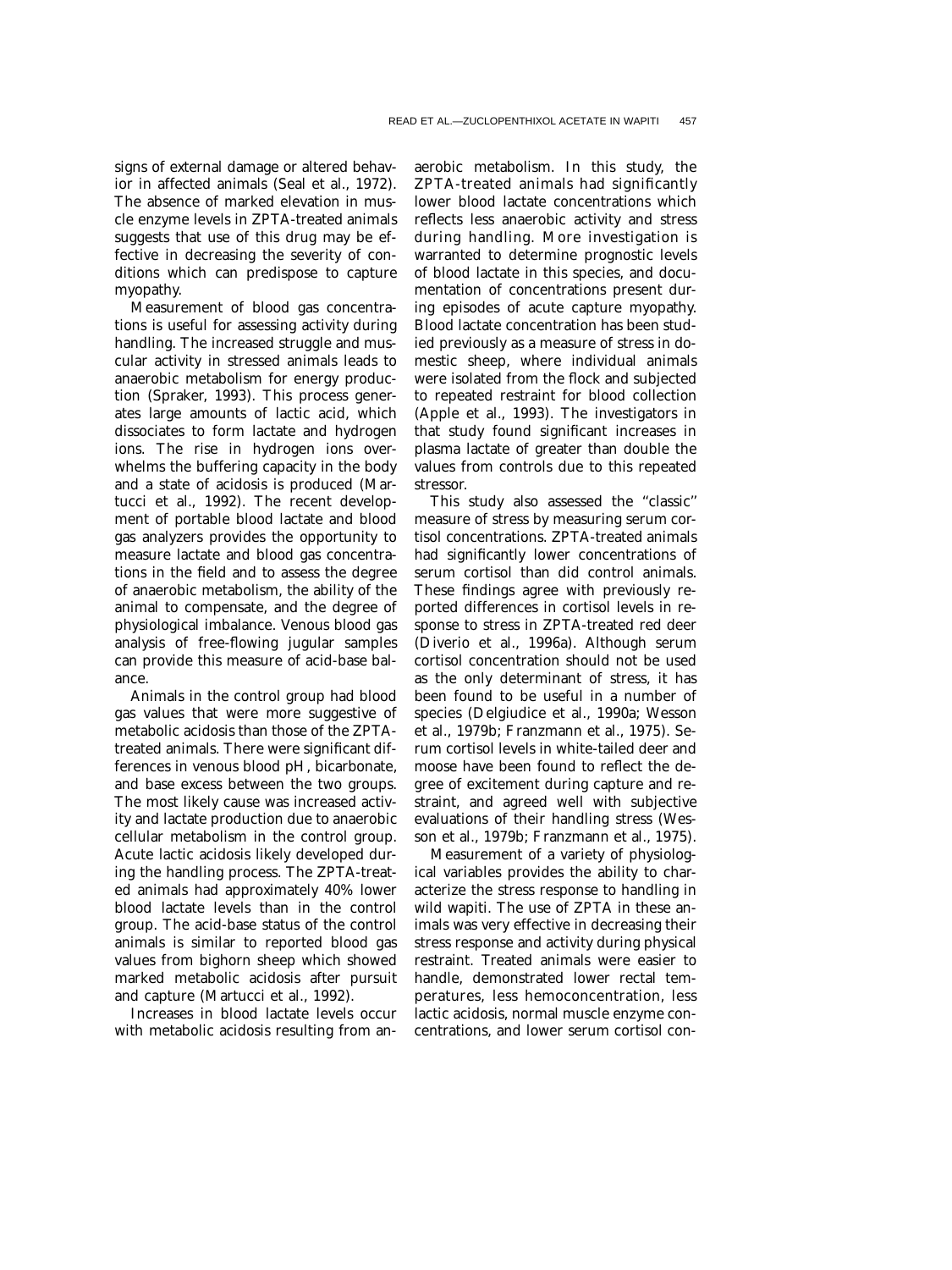signs of external damage or altered behavior in affected animals (Seal et al., 1972). The absence of marked elevation in muscle enzyme levels in ZPTA-treated animals suggests that use of this drug may be effective in decreasing the severity of conditions which can predispose to capture myopathy.

Measurement of blood gas concentrations is useful for assessing activity during handling. The increased struggle and muscular activity in stressed animals leads to anaerobic metabolism for energy production (Spraker, 1993). This process generates large amounts of lactic acid, which dissociates to form lactate and hydrogen ions. The rise in hydrogen ions overwhelms the buffering capacity in the body and a state of acidosis is produced (Martucci et al., 1992). The recent development of portable blood lactate and blood gas analyzers provides the opportunity to measure lactate and blood gas concentrations in the field and to assess the degree of anaerobic metabolism, the ability of the animal to compensate, and the degree of physiological imbalance. Venous blood gas analysis of free-flowing jugular samples can provide this measure of acid-base balance.

Animals in the control group had blood gas values that were more suggestive of metabolic acidosis than those of the ZPTA-treated animals. There were significant differences in venous blood pH, bicarbonate, and base excess between the two groups. The most likely cause was increased activity and lactate production due to anaerobic cellular metabolism in the control group. Acute lactic acidosis likely developed during the handling process. The ZPTA-treated animals had approximately 40% lower blood lactate levels than in the control group. The acid-base status of the control animals is similar to reported blood gas values from bighorn sheep which showed marked metabolic acidosis after pursuit and capture (Martucci et al., 1992).

Increases in blood lactate levels occur with metabolic acidosis resulting from anaerobic metabolism. In this study, the ZPTA-treated animals had significantly lower blood lactate concentrations which reflects less anaerobic activity and stress during handling. More investigation is warranted to determine prognostic levels of blood lactate in this species, and documentation of concentrations present during episodes of acute capture myopathy. Blood lactate concentration has been studied previously as a measure of stress in domestic sheep, where individual animals were isolated from the flock and subjected to repeated restraint for blood collection (Apple et al., 1993). The investigators in that study found significant increases in plasma lactate of greater than double the values from controls due to this repeated stressor.

This study also assessed the "classic" measure of stress by measuring serum cortisol concentrations. ZPTA-treated animals had significantly lower concentrations of serum cortisol than did control animals. These findings agree with previously reported differences in cortisol levels in response to stress in ZPTA-treated red deer (Diverio et al., 1996a). Although serum cortisol concentration should not be used as the only determinant of stress, it has been found to be useful in a number of species (Delgiudice et al., 1990a; Wesson et al., 1979b; Franzmann et al., 1975). Serum cortisol levels in white-tailed deer and moose have been found to reflect the degree of excitement during capture and restraint, and agreed well with subjective evaluations of their handling stress (Wesson et al., 1979b; Franzmann et al., 1975).

Measurement of a variety of physiological variables provides the ability to characterize the stress response to handling in wild wapiti. The use of ZPTA in these animals was very effective in decreasing their stress response and activity during physical restraint. Treated animals were easier to handle, demonstrated lower rectal temperatures, less hemoconcentration, less lactic acidosis, normal muscle enzyme concentrations, and lower serum cortisol con-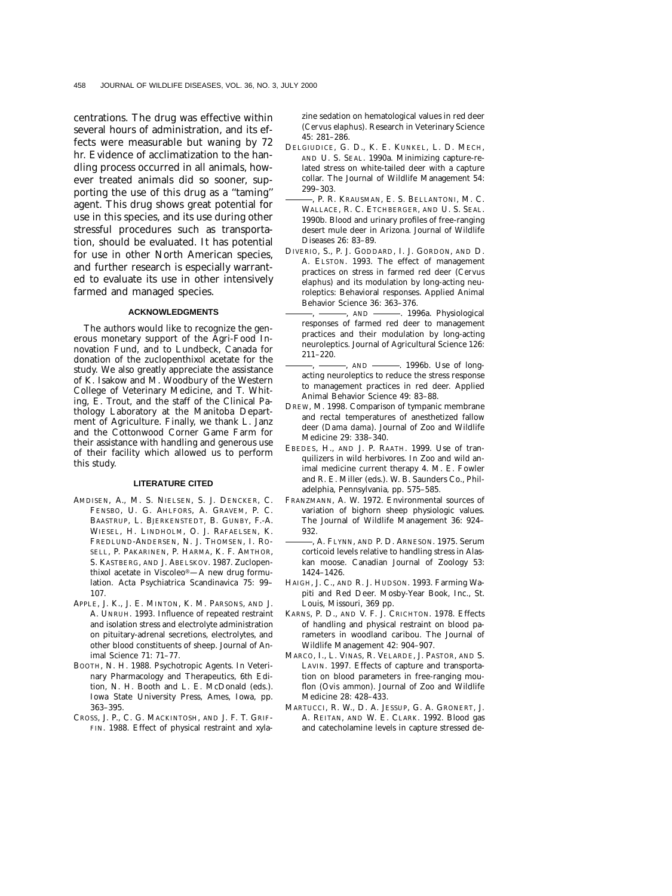centrations. The drug was effective within several hours of administration, and its effects were measurable but waning by 72 hr. Evidence of acclimatization to the handling process occurred in all animals, however treated animals did so sooner, supporting the use of this drug as a ''taming'' agent. This drug shows great potential for use in this species, and its use during other stressful procedures such as transportation, should be evaluated. It has potential for use in other North American species, and further research is especially warranted to evaluate its use in other intensively farmed and managed species.

## ACKNOWLEDGMENTS

The authors would like to recognize the generous monetary support of the Agri-Food Innovation Fund, and to Lundbeck, Canada for donation of the zuclopenthixol acetate for the study. We also greatly appreciate the assistance of K. Isakow and M. Woodbury of the Western College of Veterinary Medicine, and T. Whiting, E. Trout, and the staff of the Clinical Pathology Laboratory at the Manitoba Department of Agriculture. Finally, we thank L. Janz and the Cottonwood Corner Game Farm for their assistance with handling and generous use of their facility which allowed us to perform this study.

## LITERATURE CITED

AMDISEN, A., M. S. NIELSEN, S. J. DENCKER, C. FENSBO, U. G. AHLFORS, A. GRAVEM, P. C. BAASTRUP, L. BJERKENSTEDT, B. GUNBY, F.-A. WIESEL, H. LINDHOLM, O. J. RAFAELSEN, K. FREDLUND-ANDERSEN, N. J. THOMSEN, I. ROSELL, P. PAKARINEN, P. HARMA, K. F. AMTHOR, S. KASTBERG, AND J. ABELSKOV. 1987. Zuclopenthixol acetate in Viscoleo®—A new drug formulation. Acta Psychiatrica Scandinavica 75: 99–107.

APPLE, J. K., J. E. MINTON, K. M. PARSONS, AND J. A. UNRUH. 1993. Influence of repeated restraint and isolation stress and electrolyte administration on pituitary-adrenal secretions, electrolytes, and other blood constituents of sheep. Journal of Animal Science 71: 71–77.

BOOTH, N. H. 1988. Psychotropic Agents. In Veterinary Pharmacology and Therapeutics, 6th Edition, N. H. Booth and L. E. McDonald (eds.). Iowa State University Press, Ames, Iowa, pp. 363–395.

CROSS, J. P., C. G. MACKINTOSH, AND J. F. T. GRIFFIN. 1988. Effect of physical restraint and xylazine sedation on hematological values in red deer (*Cervus elaphus*). Research in Veterinary Science 45: 281–286.

DELGIUDICE, G. D., K. E. KUNKEL, L. D. MECH, AND U. S. SEAL. 1990a. Minimizing capture-related stress on white-tailed deer with a capture collar. The Journal of Wildlife Management 54: 299–303.

———, P. R. KRAUSMAN, E. S. BELLANTONI, M. C. WALLACE, R. C. ETCHBERGER, AND U. S. SEAL. 1990b. Blood and urinary profiles of free-ranging desert mule deer in Arizona. Journal of Wildlife Diseases 26: 83–89.

DIVERIO, S., P. J. GODDARD, I. J. GORDON, AND D. A. ELSTON. 1993. The effect of management practices on stress in farmed red deer (*Cervus elaphus*) and its modulation by long-acting neuroleptics: Behavioral responses. Applied Animal Behavior Science 36: 363–376.

———, ———, AND ———. 1996a. Physiological responses of farmed red deer to management practices and their modulation by long-acting neuroleptics. Journal of Agricultural Science 126: 211–220.

———, ———, AND ———. 1996b. Use of long-acting neuroleptics to reduce the stress response to management practices in red deer. Applied Animal Behavior Science 49: 83–88.

DREW, M. 1998. Comparison of tympanic membrane and rectal temperatures of anesthetized fallow deer (*Dama dama*). Journal of Zoo and Wildlife Medicine 29: 338–340.

EBEDES, H., AND J. P. RAATH. 1999. Use of tranquilizers in wild herbivores. In Zoo and wild animal medicine current therapy 4. M. E. Fowler and R. E. Miller (eds.). W. B. Saunders Co., Philadelphia, Pennsylvania, pp. 575–585.

FRANZMANN, A. W. 1972. Environmental sources of variation of bighorn sheep physiologic values. The Journal of Wildlife Management 36: 924–932.

———, A. FLYNN, AND P. D. ARNESON. 1975. Serum corticoid levels relative to handling stress in Alaskan moose. Canadian Journal of Zoology 53: 1424–1426.

HAIGH, J. C., AND R. J. HUDSON. 1993. Farming Wapiti and Red Deer. Mosby-Year Book, Inc., St. Louis, Missouri, 369 pp.

KARNS, P. D., AND V. F. J. CRICHTON. 1978. Effects of handling and physical restraint on blood parameters in woodland caribou. The Journal of Wildlife Management 42: 904–907.

MARCO, I., L. VINAS, R. VELARDE, J. PASTOR, AND S. LAVIN. 1997. Effects of capture and transportation on blood parameters in free-ranging mouflon (*Ovis ammon*). Journal of Zoo and Wildlife Medicine 28: 428–433.

MARTUCCI, R. W., D. A. JESSUP, G. A. GRONERT, J. A. REITAN, AND W. E. CLARK. 1992. Blood gas and catecholamine levels in capture stressed de-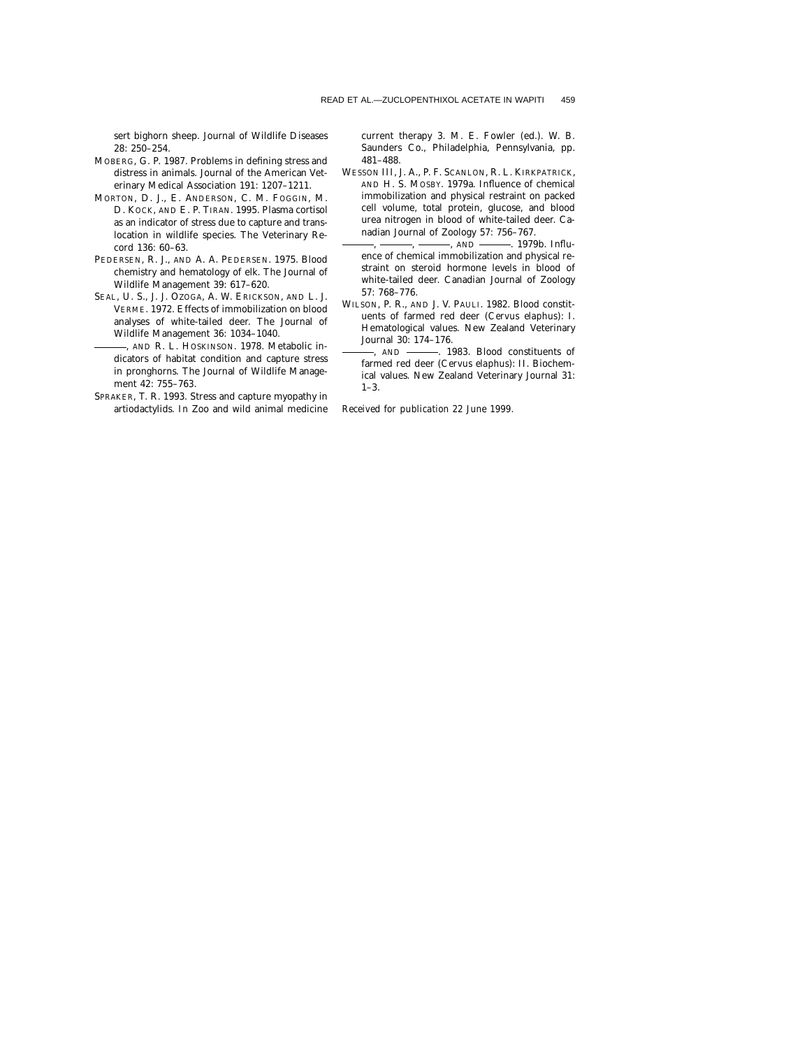sert bighorn sheep. Journal of Wildlife Diseases 28: 250–254.

MOBERG, G. P. 1987. Problems in defining stress and distress in animals. Journal of the American Veterinary Medical Association 191: 1207–1211.

MORTON, D. J., E. ANDERSON, C. M. FOGGIN, M. D. KOCK, AND E. P. TIRAN. 1995. Plasma cortisol as an indicator of stress due to capture and translocation in wildlife species. The Veterinary Record 136: 60–63.

PEDERSEN, R. J., AND A. A. PEDERSEN. 1975. Blood chemistry and hematology of elk. The Journal of Wildlife Management 39: 617–620.

SEAL, U. S., J. J. OZOGA, A. W. ERICKSON, AND L. J. VERME. 1972. Effects of immobilization on blood analyses of white-tailed deer. The Journal of Wildlife Management 36: 1034–1040.

———, AND R. L. HOSKINSON. 1978. Metabolic indicators of habitat condition and capture stress in pronghorns. The Journal of Wildlife Management 42: 755–763.

SPRAKER, T. R. 1993. Stress and capture myopathy in artiodactylids. *In* Zoo and wild animal medicine current therapy 3. M. E. Fowler (ed.). W. B. Saunders Co., Philadelphia, Pennsylvania, pp. 481–488.

WESSON III, J. A., P. F. SCANLON, R. L. KIRKPATRICK, AND H. S. MOSBY. 1979a. Influence of chemical immobilization and physical restraint on packed cell volume, total protein, glucose, and blood urea nitrogen in blood of white-tailed deer. Canadian Journal of Zoology 57: 756–767.

———, ———, ———, AND ———. 1979b. Influence of chemical immobilization and physical restraint on steroid hormone levels in blood of white-tailed deer. Canadian Journal of Zoology 57: 768–776.

WILSON, P. R., AND J. V. PAULI. 1982. Blood constituents of farmed red deer (*Cervus elaphus*): I. Hematological values. New Zealand Veterinary Journal 30: 174–176.

———, AND ———. 1983. Blood constituents of farmed red deer (*Cervus elaphus*): II. Biochemical values. New Zealand Veterinary Journal 31: 1–3.

*Received for publication 22 June 1999.*